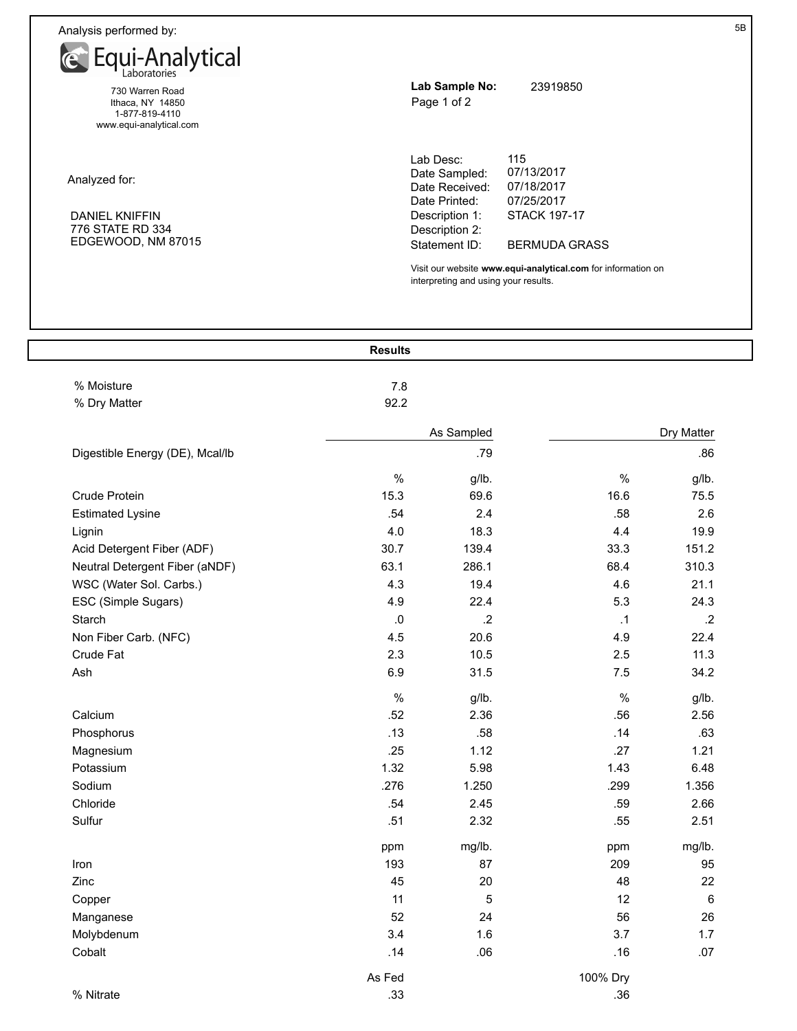Analysis performed by:

**Equi-Analytical Laboratories**

730 Warren Road
Ithaca, NY 14850
1-877-819-4110
www.equi-analytical.com

**Lab Sample No:** 23919850

Analyzed for:

DANIEL KNIFFIN
776 STATE RD 334
EDGEWOOD, NM 87015

Lab Desc: 115
Date Sampled: 07/13/2017
Date Received: 07/18/2017
Date Printed: 07/25/2017
Description 1: STACK 197-17
Description 2:
Statement ID: BERMUDA GRASS

Visit our website **www.equi-analytical.com** for information on interpreting and using your results.

## Results

% Moisture: 7.8
% Dry Matter: 92.2

| | As Sampled | | Dry Matter | |
|---|---|---|---|---|
| Digestible Energy (DE), Mcal/lb | | .79 | | .86 |
| | % | g/lb. | % | g/lb. |
| Crude Protein | 15.3 | 69.6 | 16.6 | 75.5 |
| Estimated Lysine | .54 | 2.4 | .58 | 2.6 |
| Lignin | 4.0 | 18.3 | 4.4 | 19.9 |
| Acid Detergent Fiber (ADF) | 30.7 | 139.4 | 33.3 | 151.2 |
| Neutral Detergent Fiber (aNDF) | 63.1 | 286.1 | 68.4 | 310.3 |
| WSC (Water Sol. Carbs.) | 4.3 | 19.4 | 4.6 | 21.1 |
| ESC (Simple Sugars) | 4.9 | 22.4 | 5.3 | 24.3 |
| Starch | .0 | .2 | .1 | .2 |
| Non Fiber Carb. (NFC) | 4.5 | 20.6 | 4.9 | 22.4 |
| Crude Fat | 2.3 | 10.5 | 2.5 | 11.3 |
| Ash | 6.9 | 31.5 | 7.5 | 34.2 |
| | % | g/lb. | % | g/lb. |
| Calcium | .52 | 2.36 | .56 | 2.56 |
| Phosphorus | .13 | .58 | .14 | .63 |
| Magnesium | .25 | 1.12 | .27 | 1.21 |
| Potassium | 1.32 | 5.98 | 1.43 | 6.48 |
| Sodium | .276 | 1.250 | .299 | 1.356 |
| Chloride | .54 | 2.45 | .59 | 2.66 |
| Sulfur | .51 | 2.32 | .55 | 2.51 |
| | ppm | mg/lb. | ppm | mg/lb. |
| Iron | 193 | 87 | 209 | 95 |
| Zinc | 45 | 20 | 48 | 22 |
| Copper | 11 | 5 | 12 | 6 |
| Manganese | 52 | 24 | 56 | 26 |
| Molybdenum | 3.4 | 1.6 | 3.7 | 1.7 |
| Cobalt | .14 | .06 | .16 | .07 |
| | As Fed | | 100% Dry | |
| % Nitrate | .33 | | .36 | |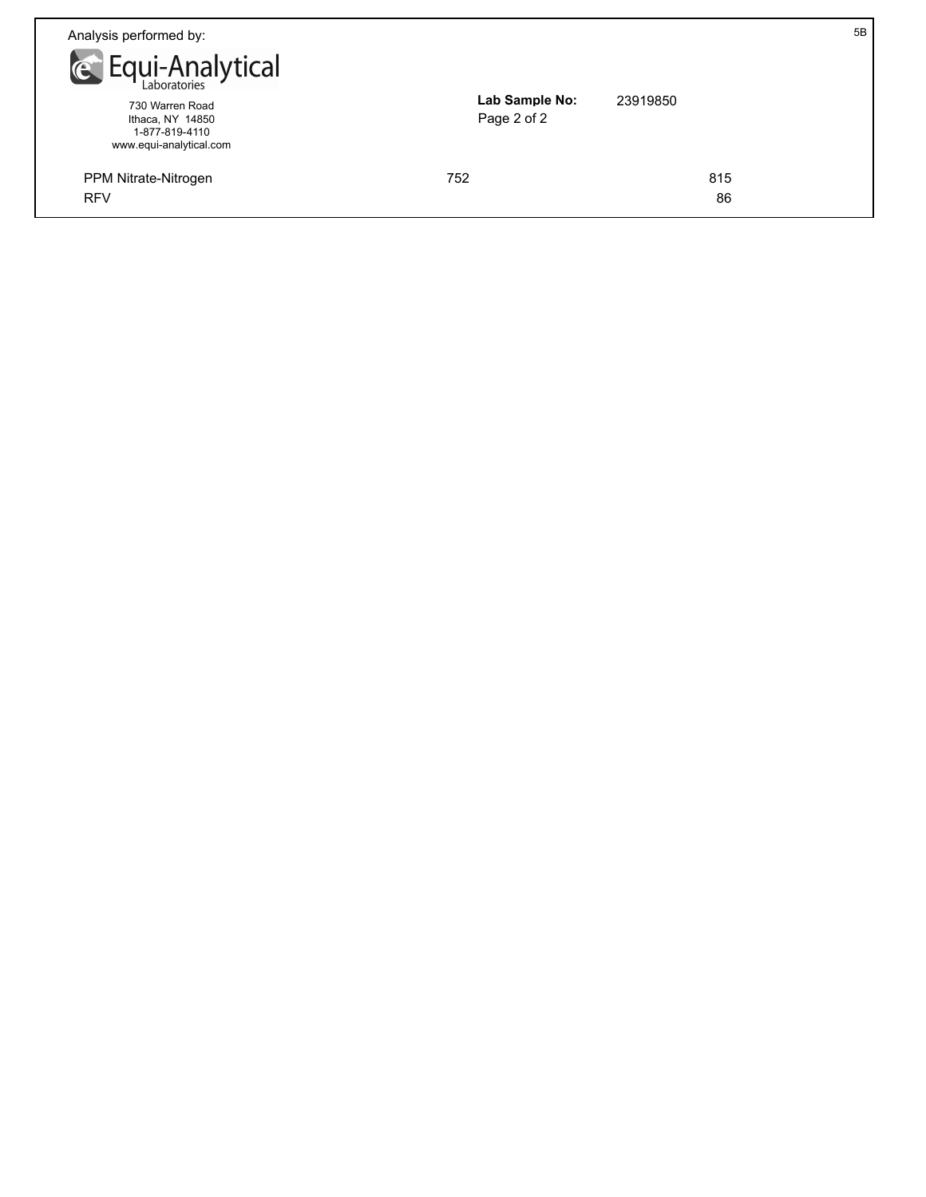Analysis performed by:

Equi-Analytical Laboratories

730 Warren Road
Ithaca, NY 14850
1-877-819-4110
www.equi-analytical.com

**Lab Sample No:** 23919850

| | | |
|---|---|---|
| PPM Nitrate-Nitrogen | 752 | 815 |
| RFV | | 86 |